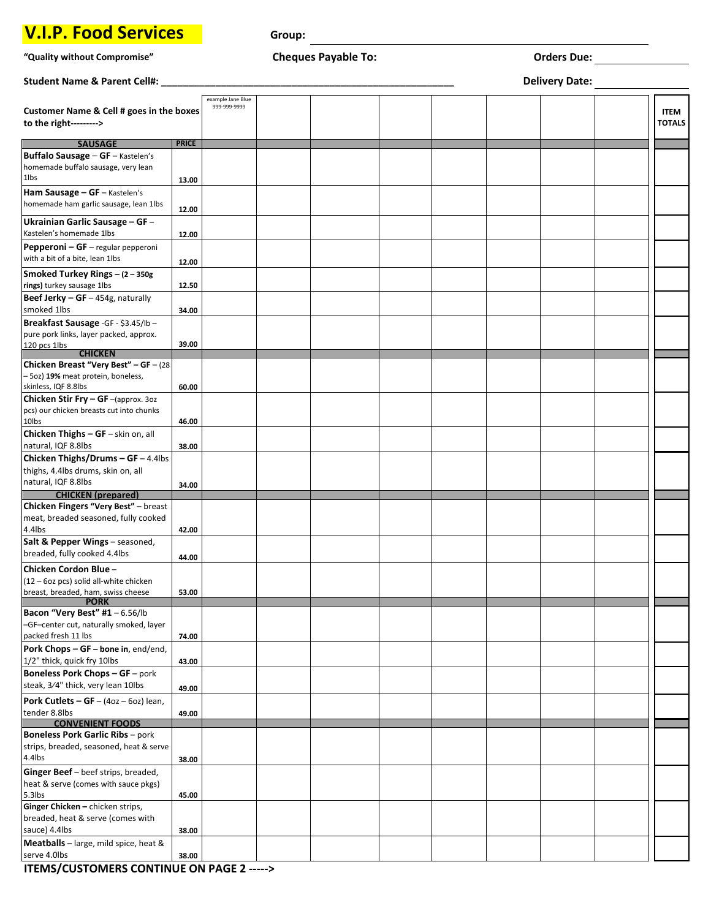# V.I.P. Food Services

**"Quality without Compromise"**

**Group:** ____________________

**Cheques Payable To:**

**Orders Due:** ____________

**Student Name & Parent Cell#:** ____________________________________________

**Delivery Date:** ____________

| **Customer Name & Cell # goes in the boxes to the right--------->** | | example Jane Blue 999-999-9999 | | | | | | | | **ITEM TOTALS** |
|---|---|---|---|---|---|---|---|---|---|---|
| **SAUSAGE** | **PRICE** | | | | | | | | | |
| **Buffalo Sausage – GF** – Kastelen's homemade buffalo sausage, very lean 1lbs | **13.00** | | | | | | | | | |
| **Ham Sausage – GF** – Kastelen's homemade ham garlic sausage, lean 1lbs | **12.00** | | | | | | | | | |
| **Ukrainian Garlic Sausage – GF** – Kastelen's homemade 1lbs | **12.00** | | | | | | | | | |
| **Pepperoni – GF** – regular pepperoni with a bit of a bite, lean 1lbs | **12.00** | | | | | | | | | |
| **Smoked Turkey Rings – (2 – 350g rings)** turkey sausage 1lbs | **12.50** | | | | | | | | | |
| **Beef Jerky – GF** – 454g, naturally smoked 1lbs | **34.00** | | | | | | | | | |
| **Breakfast Sausage** -GF - $3.45/lb – pure pork links, layer packed, approx. 120 pcs 1lbs | **39.00** | | | | | | | | | |
| **CHICKEN** | | | | | | | | | | |
| **Chicken Breast "Very Best" – GF** – (28 – 5oz) **19%** meat protein, boneless, skinless, IQF 8.8lbs | **60.00** | | | | | | | | | |
| **Chicken Stir Fry – GF** –(approx. 3oz pcs) our chicken breasts cut into chunks 10lbs | **46.00** | | | | | | | | | |
| **Chicken Thighs – GF** – skin on, all natural, IQF 8.8lbs | **38.00** | | | | | | | | | |
| **Chicken Thighs/Drums – GF** – 4.4lbs thighs, 4.4lbs drums, skin on, all natural, IQF 8.8lbs | **34.00** | | | | | | | | | |
| **CHICKEN (prepared)** | | | | | | | | | | |
| **Chicken Fingers "Very Best"** – breast meat, breaded seasoned, fully cooked 4.4lbs | **42.00** | | | | | | | | | |
| **Salt & Pepper Wings** – seasoned, breaded, fully cooked 4.4lbs | **44.00** | | | | | | | | | |
| **Chicken Cordon Blue** – (12 – 6oz pcs) solid all-white chicken breast, breaded, ham, swiss cheese | **53.00** | | | | | | | | | |
| **PORK** | | | | | | | | | | |
| **Bacon "Very Best" #1** – 6.56/lb –GF–center cut, naturally smoked, layer packed fresh 11 lbs | **74.00** | | | | | | | | | |
| **Pork Chops – GF – bone in**, end/end, 1/2" thick, quick fry 10lbs | **43.00** | | | | | | | | | |
| **Boneless Pork Chops – GF** – pork steak, 3⁄4" thick, very lean 10lbs | **49.00** | | | | | | | | | |
| **Pork Cutlets – GF** – (4oz – 6oz) lean, tender 8.8lbs | **49.00** | | | | | | | | | |
| **CONVENIENT FOODS** | | | | | | | | | | |
| **Boneless Pork Garlic Ribs** – pork strips, breaded, seasoned, heat & serve 4.4lbs | **38.00** | | | | | | | | | |
| **Ginger Beef** – beef strips, breaded, heat & serve (comes with sauce pkgs) 5.3lbs | **45.00** | | | | | | | | | |
| **Ginger Chicken –** chicken strips, breaded, heat & serve (comes with sauce) 4.4lbs | **38.00** | | | | | | | | | |
| **Meatballs** – large, mild spice, heat & serve 4.0lbs | **38.00** | | | | | | | | | |

**ITEMS/CUSTOMERS CONTINUE ON PAGE 2 ----->**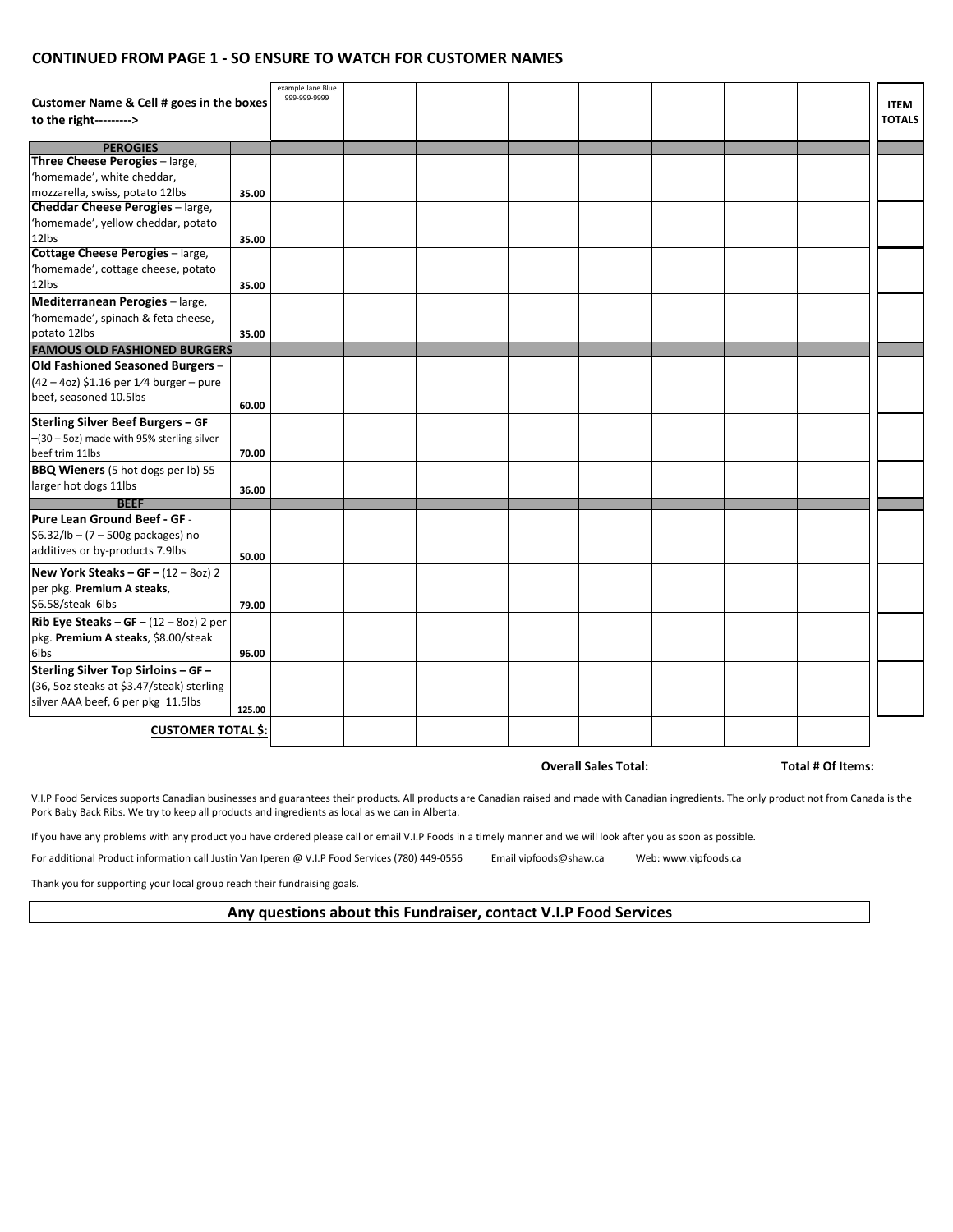**CONTINUED FROM PAGE 1 - SO ENSURE TO WATCH FOR CUSTOMER NAMES**

| **Customer Name & Cell # goes in the boxes to the right--------->** | | example Jane Blue 999-999-9999 | | | | | | | | **ITEM TOTALS** |
|---|---|---|---|---|---|---|---|---|---|---|
| **PEROGIES** | | | | | | | | | | |
| **Three Cheese Perogies** – large, 'homemade', white cheddar, mozzarella, swiss, potato 12lbs | **35.00** | | | | | | | | | |
| **Cheddar Cheese Perogies** – large, 'homemade', yellow cheddar, potato 12lbs | **35.00** | | | | | | | | | |
| **Cottage Cheese Perogies** – large, 'homemade', cottage cheese, potato 12lbs | **35.00** | | | | | | | | | |
| **Mediterranean Perogies** – large, 'homemade', spinach & feta cheese, potato 12lbs | **35.00** | | | | | | | | | |
| **FAMOUS OLD FASHIONED BURGERS** | | | | | | | | | | |
| **Old Fashioned Seasoned Burgers** – (42 – 4oz) $1.16 per 1⁄4 burger – pure beef, seasoned 10.5lbs | **60.00** | | | | | | | | | |
| **Sterling Silver Beef Burgers – GF** –(30 – 5oz) made with 95% sterling silver beef trim 11lbs | **70.00** | | | | | | | | | |
| **BBQ Wieners** (5 hot dogs per lb) 55 larger hot dogs 11lbs | **36.00** | | | | | | | | | |
| **BEEF** | | | | | | | | | | |
| **Pure Lean Ground Beef - GF** - $6.32/lb – (7 – 500g packages) no additives or by-products 7.9lbs | **50.00** | | | | | | | | | |
| **New York Steaks – GF –** (12 – 8oz) 2 per pkg. **Premium A steaks**, $6.58/steak 6lbs | **79.00** | | | | | | | | | |
| **Rib Eye Steaks – GF –** (12 – 8oz) 2 per pkg. **Premium A steaks**, $8.00/steak 6lbs | **96.00** | | | | | | | | | |
| **Sterling Silver Top Sirloins – GF –** (36, 5oz steaks at $3.47/steak) sterling silver AAA beef, 6 per pkg 11.5lbs | **125.00** | | | | | | | | | |
| **CUSTOMER TOTAL $:** | | | | | | | | | | |

**Overall Sales Total:** \_\_\_\_\_\_\_\_\_\_ **Total # Of Items:** \_\_\_\_\_\_\_

V.I.P Food Services supports Canadian businesses and guarantees their products. All products are Canadian raised and made with Canadian ingredients. The only product not from Canada is the Pork Baby Back Ribs. We try to keep all products and ingredients as local as we can in Alberta.

If you have any problems with any product you have ordered please call or email V.I.P Foods in a timely manner and we will look after you as soon as possible.

For additional Product information call Justin Van Iperen @ V.I.P Food Services (780) 449-0556 Email vipfoods@shaw.ca Web: www.vipfoods.ca

Thank you for supporting your local group reach their fundraising goals.

**Any questions about this Fundraiser, contact V.I.P Food Services**